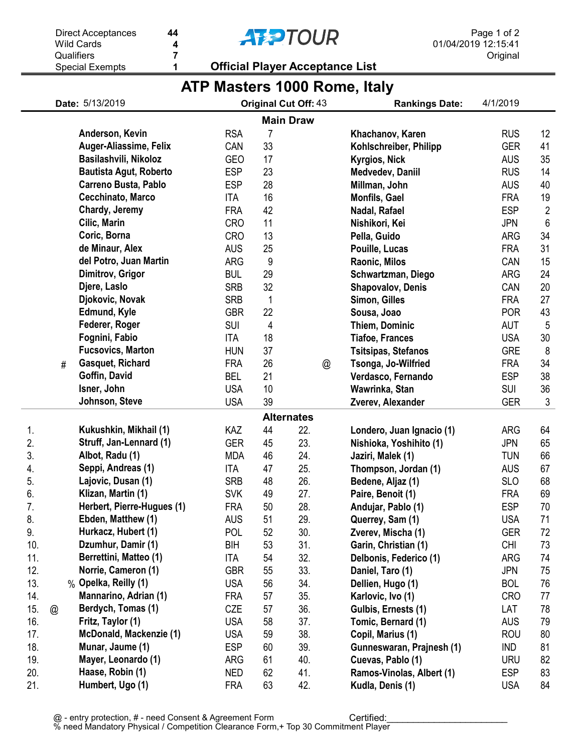| | |
|---|---|
| Direct Acceptances | 44 |
| Wild Cards | 4 |
| Qualifiers | 7 |
| Special Exempts | 1 |

**ATP TOUR**

01/04/2019 12:15:41
Original

**Official Player Acceptance List**

# ATP Masters 1000 Rome, Italy

**Date:** 5/13/2019 **Original Cut Off:** 43 **Rankings Date:** 4/1/2019

## Main Draw

| | Player | Country | Rank | | Player | Country | Rank |
|---|---|---|---|---|---|---|---|
| | **Anderson, Kevin** | RSA | 7 | | **Khachanov, Karen** | RUS | 12 |
| | **Auger-Aliassime, Felix** | CAN | 33 | | **Kohlschreiber, Philipp** | GER | 41 |
| | **Basilashvili, Nikoloz** | GEO | 17 | | **Kyrgios, Nick** | AUS | 35 |
| | **Bautista Agut, Roberto** | ESP | 23 | | **Medvedev, Daniil** | RUS | 14 |
| | **Carreno Busta, Pablo** | ESP | 28 | | **Millman, John** | AUS | 40 |
| | **Cecchinato, Marco** | ITA | 16 | | **Monfils, Gael** | FRA | 19 |
| | **Chardy, Jeremy** | FRA | 42 | | **Nadal, Rafael** | ESP | 2 |
| | **Cilic, Marin** | CRO | 11 | | **Nishikori, Kei** | JPN | 6 |
| | **Coric, Borna** | CRO | 13 | | **Pella, Guido** | ARG | 34 |
| | **de Minaur, Alex** | AUS | 25 | | **Pouille, Lucas** | FRA | 31 |
| | **del Potro, Juan Martin** | ARG | 9 | | **Raonic, Milos** | CAN | 15 |
| | **Dimitrov, Grigor** | BUL | 29 | | **Schwartzman, Diego** | ARG | 24 |
| | **Djere, Laslo** | SRB | 32 | | **Shapovalov, Denis** | CAN | 20 |
| | **Djokovic, Novak** | SRB | 1 | | **Simon, Gilles** | FRA | 27 |
| | **Edmund, Kyle** | GBR | 22 | | **Sousa, Joao** | POR | 43 |
| | **Federer, Roger** | SUI | 4 | | **Thiem, Dominic** | AUT | 5 |
| | **Fognini, Fabio** | ITA | 18 | | **Tiafoe, Frances** | USA | 30 |
| | **Fucsovics, Marton** | HUN | 37 | | **Tsitsipas, Stefanos** | GRE | 8 |
| # | **Gasquet, Richard** | FRA | 26 | @ | **Tsonga, Jo-Wilfried** | FRA | 34 |
| | **Goffin, David** | BEL | 21 | | **Verdasco, Fernando** | ESP | 38 |
| | **Isner, John** | USA | 10 | | **Wawrinka, Stan** | SUI | 36 |
| | **Johnson, Steve** | USA | 39 | | **Zverev, Alexander** | GER | 3 |

## Alternates

| No. | | Player | Country | Rank | No. | Player | Country | Rank |
|---|---|---|---|---|---|---|---|---|
| 1. | | **Kukushkin, Mikhail (1)** | KAZ | 44 | 22. | **Londero, Juan Ignacio (1)** | ARG | 64 |
| 2. | | **Struff, Jan-Lennard (1)** | GER | 45 | 23. | **Nishioka, Yoshihito (1)** | JPN | 65 |
| 3. | | **Albot, Radu (1)** | MDA | 46 | 24. | **Jaziri, Malek (1)** | TUN | 66 |
| 4. | | **Seppi, Andreas (1)** | ITA | 47 | 25. | **Thompson, Jordan (1)** | AUS | 67 |
| 5. | | **Lajovic, Dusan (1)** | SRB | 48 | 26. | **Bedene, Aljaz (1)** | SLO | 68 |
| 6. | | **Klizan, Martin (1)** | SVK | 49 | 27. | **Paire, Benoit (1)** | FRA | 69 |
| 7. | | **Herbert, Pierre-Hugues (1)** | FRA | 50 | 28. | **Andujar, Pablo (1)** | ESP | 70 |
| 8. | | **Ebden, Matthew (1)** | AUS | 51 | 29. | **Querrey, Sam (1)** | USA | 71 |
| 9. | | **Hurkacz, Hubert (1)** | POL | 52 | 30. | **Zverev, Mischa (1)** | GER | 72 |
| 10. | | **Dzumhur, Damir (1)** | BIH | 53 | 31. | **Garin, Christian (1)** | CHI | 73 |
| 11. | | **Berrettini, Matteo (1)** | ITA | 54 | 32. | **Delbonis, Federico (1)** | ARG | 74 |
| 12. | | **Norrie, Cameron (1)** | GBR | 55 | 33. | **Daniel, Taro (1)** | JPN | 75 |
| 13. | % | **Opelka, Reilly (1)** | USA | 56 | 34. | **Dellien, Hugo (1)** | BOL | 76 |
| 14. | | **Mannarino, Adrian (1)** | FRA | 57 | 35. | **Karlovic, Ivo (1)** | CRO | 77 |
| 15. | @ | **Berdych, Tomas (1)** | CZE | 57 | 36. | **Gulbis, Ernests (1)** | LAT | 78 |
| 16. | | **Fritz, Taylor (1)** | USA | 58 | 37. | **Tomic, Bernard (1)** | AUS | 79 |
| 17. | | **McDonald, Mackenzie (1)** | USA | 59 | 38. | **Copil, Marius (1)** | ROU | 80 |
| 18. | | **Munar, Jaume (1)** | ESP | 60 | 39. | **Gunneswaran, Prajnesh (1)** | IND | 81 |
| 19. | | **Mayer, Leonardo (1)** | ARG | 61 | 40. | **Cuevas, Pablo (1)** | URU | 82 |
| 20. | | **Haase, Robin (1)** | NED | 62 | 41. | **Ramos-Vinolas, Albert (1)** | ESP | 83 |
| 21. | | **Humbert, Ugo (1)** | FRA | 63 | 42. | **Kudla, Denis (1)** | USA | 84 |

@ - entry protection, # - need Consent & Agreement Form Certified:________________________
% need Mandatory Physical / Competition Clearance Form,+ Top 30 Commitment Player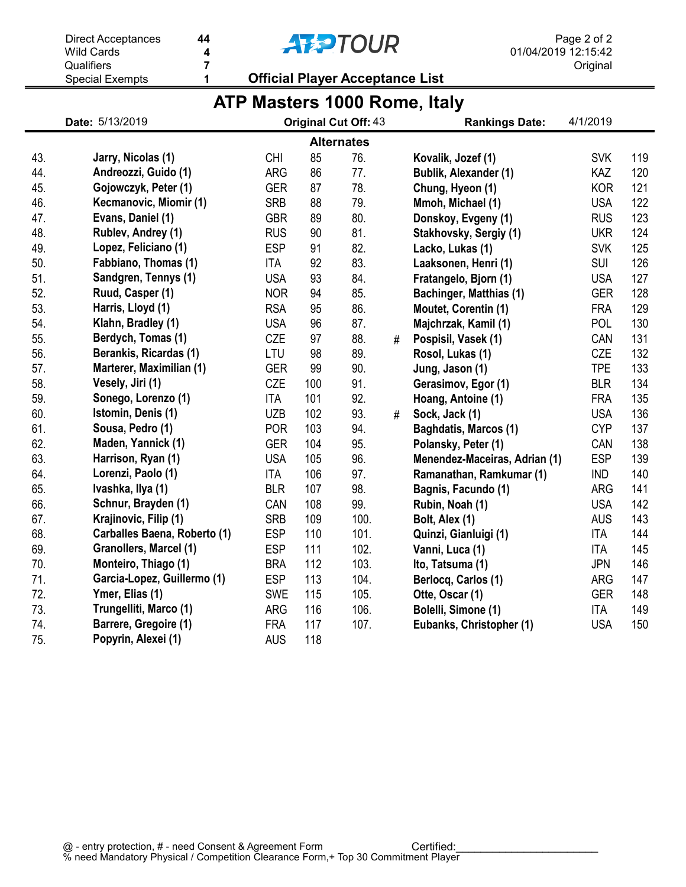| | |
|---|---|
| Direct Acceptances | 44 |
| Wild Cards | 4 |
| Qualifiers | 7 |
| Special Exempts | 1 |

**ATP TOUR**

01/04/2019 12:15:42
Original

**Official Player Acceptance List**

# ATP Masters 1000 Rome, Italy

**Date:** 5/13/2019 **Original Cut Off:** 43 **Rankings Date:** 4/1/2019

## Alternates

| | | | | | | | | |
|---|---|---|---|---|---|---|---|---|
| 43. | **Jarry, Nicolas (1)** | CHI | 85 | 76. | | **Kovalik, Jozef (1)** | SVK | 119 |
| 44. | **Andreozzi, Guido (1)** | ARG | 86 | 77. | | **Bublik, Alexander (1)** | KAZ | 120 |
| 45. | **Gojowczyk, Peter (1)** | GER | 87 | 78. | | **Chung, Hyeon (1)** | KOR | 121 |
| 46. | **Kecmanovic, Miomir (1)** | SRB | 88 | 79. | | **Mmoh, Michael (1)** | USA | 122 |
| 47. | **Evans, Daniel (1)** | GBR | 89 | 80. | | **Donskoy, Evgeny (1)** | RUS | 123 |
| 48. | **Rublev, Andrey (1)** | RUS | 90 | 81. | | **Stakhovsky, Sergiy (1)** | UKR | 124 |
| 49. | **Lopez, Feliciano (1)** | ESP | 91 | 82. | | **Lacko, Lukas (1)** | SVK | 125 |
| 50. | **Fabbiano, Thomas (1)** | ITA | 92 | 83. | | **Laaksonen, Henri (1)** | SUI | 126 |
| 51. | **Sandgren, Tennys (1)** | USA | 93 | 84. | | **Fratangelo, Bjorn (1)** | USA | 127 |
| 52. | **Ruud, Casper (1)** | NOR | 94 | 85. | | **Bachinger, Matthias (1)** | GER | 128 |
| 53. | **Harris, Lloyd (1)** | RSA | 95 | 86. | | **Moutet, Corentin (1)** | FRA | 129 |
| 54. | **Klahn, Bradley (1)** | USA | 96 | 87. | | **Majchrzak, Kamil (1)** | POL | 130 |
| 55. | **Berdych, Tomas (1)** | CZE | 97 | 88. | # | **Pospisil, Vasek (1)** | CAN | 131 |
| 56. | **Berankis, Ricardas (1)** | LTU | 98 | 89. | | **Rosol, Lukas (1)** | CZE | 132 |
| 57. | **Marterer, Maximilian (1)** | GER | 99 | 90. | | **Jung, Jason (1)** | TPE | 133 |
| 58. | **Vesely, Jiri (1)** | CZE | 100 | 91. | | **Gerasimov, Egor (1)** | BLR | 134 |
| 59. | **Sonego, Lorenzo (1)** | ITA | 101 | 92. | | **Hoang, Antoine (1)** | FRA | 135 |
| 60. | **Istomin, Denis (1)** | UZB | 102 | 93. | # | **Sock, Jack (1)** | USA | 136 |
| 61. | **Sousa, Pedro (1)** | POR | 103 | 94. | | **Baghdatis, Marcos (1)** | CYP | 137 |
| 62. | **Maden, Yannick (1)** | GER | 104 | 95. | | **Polansky, Peter (1)** | CAN | 138 |
| 63. | **Harrison, Ryan (1)** | USA | 105 | 96. | | **Menendez-Maceiras, Adrian (1)** | ESP | 139 |
| 64. | **Lorenzi, Paolo (1)** | ITA | 106 | 97. | | **Ramanathan, Ramkumar (1)** | IND | 140 |
| 65. | **Ivashka, Ilya (1)** | BLR | 107 | 98. | | **Bagnis, Facundo (1)** | ARG | 141 |
| 66. | **Schnur, Brayden (1)** | CAN | 108 | 99. | | **Rubin, Noah (1)** | USA | 142 |
| 67. | **Krajinovic, Filip (1)** | SRB | 109 | 100. | | **Bolt, Alex (1)** | AUS | 143 |
| 68. | **Carballes Baena, Roberto (1)** | ESP | 110 | 101. | | **Quinzi, Gianluigi (1)** | ITA | 144 |
| 69. | **Granollers, Marcel (1)** | ESP | 111 | 102. | | **Vanni, Luca (1)** | ITA | 145 |
| 70. | **Monteiro, Thiago (1)** | BRA | 112 | 103. | | **Ito, Tatsuma (1)** | JPN | 146 |
| 71. | **Garcia-Lopez, Guillermo (1)** | ESP | 113 | 104. | | **Berlocq, Carlos (1)** | ARG | 147 |
| 72. | **Ymer, Elias (1)** | SWE | 115 | 105. | | **Otte, Oscar (1)** | GER | 148 |
| 73. | **Trungelliti, Marco (1)** | ARG | 116 | 106. | | **Bolelli, Simone (1)** | ITA | 149 |
| 74. | **Barrere, Gregoire (1)** | FRA | 117 | 107. | | **Eubanks, Christopher (1)** | USA | 150 |
| 75. | **Popyrin, Alexei (1)** | AUS | 118 | | | | | |

@ - entry protection, # - need Consent & Agreement Form
% need Mandatory Physical / Competition Clearance Form,+ Top 30 Commitment Player

Certified:________________________